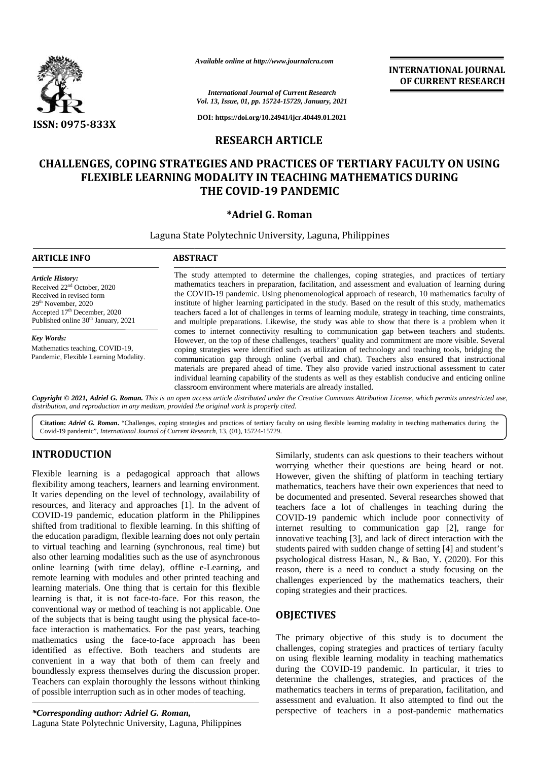*Available online at http://www.journalcra.com*

*International Journal of Current Research*
*Vol. 13, Issue, 01, pp. 15724-15729, January, 2021*

**DOI: https://doi.org/10.24941/ijcr.40449.01.2021**

ISSN: 0975-833X

**INTERNATIONAL JOURNAL OF CURRENT RESEARCH**

**RESEARCH ARTICLE**

# CHALLENGES, COPING STRATEGIES AND PRACTICES OF TERTIARY FACULTY ON USING FLEXIBLE LEARNING MODALITY IN TEACHING MATHEMATICS DURING THE COVID-19 PANDEMIC

**\*Adriel G. Roman**

Laguna State Polytechnic University, Laguna, Philippines

**ARTICLE INFO**

*Article History:*
Received 22nd October, 2020
Received in revised form
29th November, 2020
Accepted 17th December, 2020
Published online 30th January, 2021

*Key Words:*
Mathematics teaching, COVID-19, Pandemic, Flexible Learning Modality.

**ABSTRACT**

The study attempted to determine the challenges, coping strategies, and practices of tertiary mathematics teachers in preparation, facilitation, and assessment and evaluation of learning during the COVID-19 pandemic. Using phenomenological approach of research, 10 mathematics faculty of institute of higher learning participated in the study. Based on the result of this study, mathematics teachers faced a lot of challenges in terms of learning module, strategy in teaching, time constraints, and multiple preparations. Likewise, the study was able to show that there is a problem when it comes to internet connectivity resulting to communication gap between teachers and students. However, on the top of these challenges, teachers' quality and commitment are more visible. Several coping strategies were identified such as utilization of technology and teaching tools, bridging the communication gap through online (verbal and chat). Teachers also ensured that instructional materials are prepared ahead of time. They also provide varied instructional assessment to cater individual learning capability of the students as well as they establish conducive and enticing online classroom environment where materials are already installed.

*Copyright © 2021, Adriel G. Roman. This is an open access article distributed under the Creative Commons Attribution License, which permits unrestricted use, distribution, and reproduction in any medium, provided the original work is properly cited.*

**Citation:** *Adriel G. Roman*. "Challenges, coping strategies and practices of tertiary faculty on using flexible learning modality in teaching mathematics during the Covid-19 pandemic", *International Journal of Current Research*, 13, (01), 15724-15729.

## INTRODUCTION

Flexible learning is a pedagogical approach that allows flexibility among teachers, learners and learning environment. It varies depending on the level of technology, availability of resources, and literacy and approaches [1]. In the advent of COVID-19 pandemic, education platform in the Philippines shifted from traditional to flexible learning. In this shifting of the education paradigm, flexible learning does not only pertain to virtual teaching and learning (synchronous, real time) but also other learning modalities such as the use of asynchronous online learning (with time delay), offline e-Learning, and remote learning with modules and other printed teaching and learning materials. One thing that is certain for this flexible learning is that, it is not face-to-face. For this reason, the conventional way or method of teaching is not applicable. One of the subjects that is being taught using the physical face-to-face interaction is mathematics. For the past years, teaching mathematics using the face-to-face approach has been identified as effective. Both teachers and students are convenient in a way that both of them can freely and boundlessly express themselves during the discussion proper. Teachers can explain thoroughly the lessons without thinking of possible interruption such as in other modes of teaching.

Similarly, students can ask questions to their teachers without worrying whether their questions are being heard or not. However, given the shifting of platform in teaching tertiary mathematics, teachers have their own experiences that need to be documented and presented. Several researches showed that teachers face a lot of challenges in teaching during the COVID-19 pandemic which include poor connectivity of internet resulting to communication gap [2], range for innovative teaching [3], and lack of direct interaction with the students paired with sudden change of setting [4] and student's psychological distress Hasan, N., & Bao, Y. (2020). For this reason, there is a need to conduct a study focusing on the challenges experienced by the mathematics teachers, their coping strategies and their practices.

## OBJECTIVES

The primary objective of this study is to document the challenges, coping strategies and practices of tertiary faculty on using flexible learning modality in teaching mathematics during the COVID-19 pandemic. In particular, it tries to determine the challenges, strategies, and practices of the mathematics teachers in terms of preparation, facilitation, and assessment and evaluation. It also attempted to find out the perspective of teachers in a post-pandemic mathematics

*\*Corresponding author: Adriel G. Roman,*
Laguna State Polytechnic University, Laguna, Philippines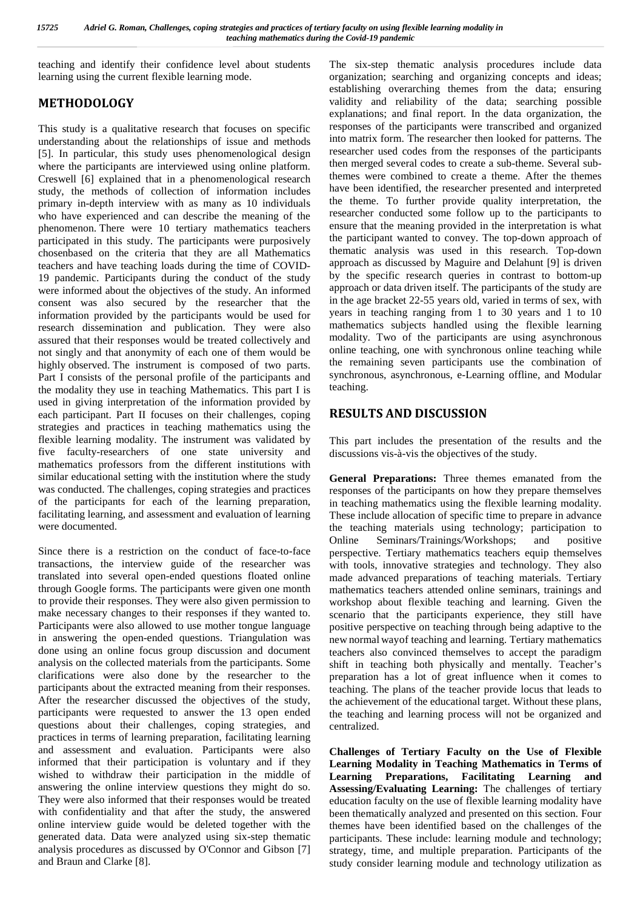teaching and identify their confidence level about students learning using the current flexible learning mode.

## METHODOLOGY

This study is a qualitative research that focuses on specific understanding about the relationships of issue and methods [5]. In particular, this study uses phenomenological design where the participants are interviewed using online platform. Creswell [6] explained that in a phenomenological research study, the methods of collection of information includes primary in-depth interview with as many as 10 individuals who have experienced and can describe the meaning of the phenomenon. There were 10 tertiary mathematics teachers participated in this study. The participants were purposively chosenbased on the criteria that they are all Mathematics teachers and have teaching loads during the time of COVID-19 pandemic. Participants during the conduct of the study were informed about the objectives of the study. An informed consent was also secured by the researcher that the information provided by the participants would be used for research dissemination and publication. They were also assured that their responses would be treated collectively and not singly and that anonymity of each one of them would be highly observed. The instrument is composed of two parts. Part I consists of the personal profile of the participants and the modality they use in teaching Mathematics. This part I is used in giving interpretation of the information provided by each participant. Part II focuses on their challenges, coping strategies and practices in teaching mathematics using the flexible learning modality. The instrument was validated by five faculty-researchers of one state university and mathematics professors from the different institutions with similar educational setting with the institution where the study was conducted. The challenges, coping strategies and practices of the participants for each of the learning preparation, facilitating learning, and assessment and evaluation of learning were documented.

Since there is a restriction on the conduct of face-to-face transactions, the interview guide of the researcher was translated into several open-ended questions floated online through Google forms. The participants were given one month to provide their responses. They were also given permission to make necessary changes to their responses if they wanted to. Participants were also allowed to use mother tongue language in answering the open-ended questions. Triangulation was done using an online focus group discussion and document analysis on the collected materials from the participants. Some clarifications were also done by the researcher to the participants about the extracted meaning from their responses. After the researcher discussed the objectives of the study, participants were requested to answer the 13 open ended questions about their challenges, coping strategies, and practices in terms of learning preparation, facilitating learning and assessment and evaluation. Participants were also informed that their participation is voluntary and if they wished to withdraw their participation in the middle of answering the online interview questions they might do so. They were also informed that their responses would be treated with confidentiality and that after the study, the answered online interview guide would be deleted together with the generated data. Data were analyzed using six-step thematic analysis procedures as discussed by O'Connor and Gibson [7] and Braun and Clarke [8].

The six-step thematic analysis procedures include data organization; searching and organizing concepts and ideas; establishing overarching themes from the data; ensuring validity and reliability of the data; searching possible explanations; and final report. In the data organization, the responses of the participants were transcribed and organized into matrix form. The researcher then looked for patterns. The researcher used codes from the responses of the participants then merged several codes to create a sub-theme. Several sub-themes were combined to create a theme. After the themes have been identified, the researcher presented and interpreted the theme. To further provide quality interpretation, the researcher conducted some follow up to the participants to ensure that the meaning provided in the interpretation is what the participant wanted to convey. The top-down approach of thematic analysis was used in this research. Top-down approach as discussed by Maguire and Delahunt [9] is driven by the specific research queries in contrast to bottom-up approach or data driven itself. The participants of the study are in the age bracket 22-55 years old, varied in terms of sex, with years in teaching ranging from 1 to 30 years and 1 to 10 mathematics subjects handled using the flexible learning modality. Two of the participants are using asynchronous online teaching, one with synchronous online teaching while the remaining seven participants use the combination of synchronous, asynchronous, e-Learning offline, and Modular teaching.

## RESULTS AND DISCUSSION

This part includes the presentation of the results and the discussions vis-à-vis the objectives of the study.

**General Preparations:** Three themes emanated from the responses of the participants on how they prepare themselves in teaching mathematics using the flexible learning modality. These include allocation of specific time to prepare in advance the teaching materials using technology; participation to Online Seminars/Trainings/Workshops; and positive perspective. Tertiary mathematics teachers equip themselves with tools, innovative strategies and technology. They also made advanced preparations of teaching materials. Tertiary mathematics teachers attended online seminars, trainings and workshop about flexible teaching and learning. Given the scenario that the participants experience, they still have positive perspective on teaching through being adaptive to the new normal wayof teaching and learning. Tertiary mathematics teachers also convinced themselves to accept the paradigm shift in teaching both physically and mentally. Teacher's preparation has a lot of great influence when it comes to teaching. The plans of the teacher provide locus that leads to the achievement of the educational target. Without these plans, the teaching and learning process will not be organized and centralized.

**Challenges of Tertiary Faculty on the Use of Flexible Learning Modality in Teaching Mathematics in Terms of Learning Preparations, Facilitating Learning and Assessing/Evaluating Learning:** The challenges of tertiary education faculty on the use of flexible learning modality have been thematically analyzed and presented on this section. Four themes have been identified based on the challenges of the participants. These include: learning module and technology; strategy, time, and multiple preparation. Participants of the study consider learning module and technology utilization as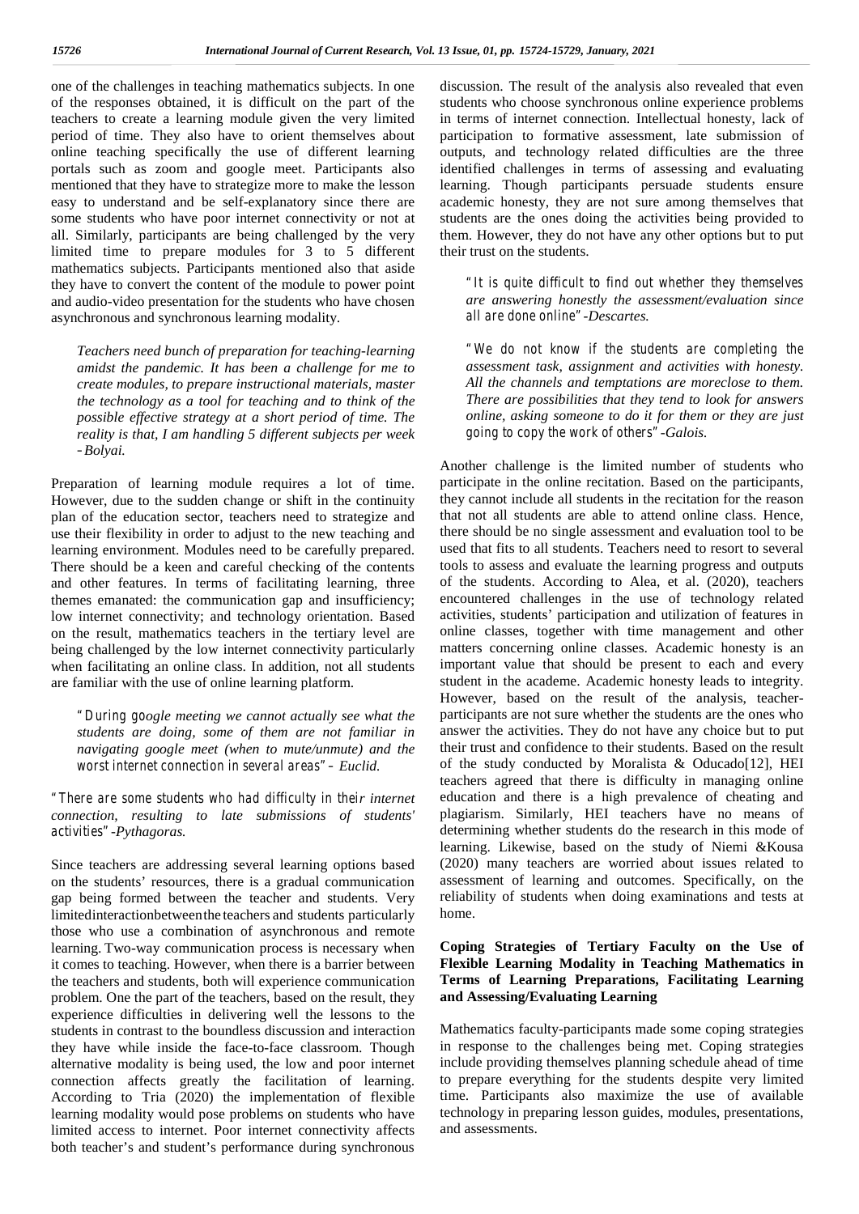one of the challenges in teaching mathematics subjects. In one of the responses obtained, it is difficult on the part of the teachers to create a learning module given the very limited period of time. They also have to orient themselves about online teaching specifically the use of different learning portals such as zoom and google meet. Participants also mentioned that they have to strategize more to make the lesson easy to understand and be self-explanatory since there are some students who have poor internet connectivity or not at all. Similarly, participants are being challenged by the very limited time to prepare modules for 3 to 5 different mathematics subjects. Participants mentioned also that aside they have to convert the content of the module to power point and audio-video presentation for the students who have chosen asynchronous and synchronous learning modality.

> *Teachers need bunch of preparation for teaching-learning amidst the pandemic. It has been a challenge for me to create modules, to prepare instructional materials, master the technology as a tool for teaching and to think of the possible effective strategy at a short period of time. The reality is that, I am handling 5 different subjects per week -Bolyai.*

Preparation of learning module requires a lot of time. However, due to the sudden change or shift in the continuity plan of the education sector, teachers need to strategize and use their flexibility in order to adjust to the new teaching and learning environment. Modules need to be carefully prepared. There should be a keen and careful checking of the contents and other features. In terms of facilitating learning, three themes emanated: the communication gap and insufficiency; low internet connectivity; and technology orientation. Based on the result, mathematics teachers in the tertiary level are being challenged by the low internet connectivity particularly when facilitating an online class. In addition, not all students are familiar with the use of online learning platform.

> *"During google meeting we cannot actually see what the students are doing, some of them are not familiar in navigating google meet (when to mute/unmute) and the worst internet connection in several areas" – Euclid.*

*"There are some students who had difficulty in their internet connection, resulting to late submissions of students' activities" -Pythagoras.*

Since teachers are addressing several learning options based on the students' resources, there is a gradual communication gap being formed between the teacher and students. Very limited interaction between the teachers and students particularly those who use a combination of asynchronous and remote learning. Two-way communication process is necessary when it comes to teaching. However, when there is a barrier between the teachers and students, both will experience communication problem. One the part of the teachers, based on the result, they experience difficulties in delivering well the lessons to the students in contrast to the boundless discussion and interaction they have while inside the face-to-face classroom. Though alternative modality is being used, the low and poor internet connection affects greatly the facilitation of learning. According to Tria (2020) the implementation of flexible learning modality would pose problems on students who have limited access to internet. Poor internet connectivity affects both teacher's and student's performance during synchronous discussion. The result of the analysis also revealed that even students who choose synchronous online experience problems in terms of internet connection. Intellectual honesty, lack of participation to formative assessment, late submission of outputs, and technology related difficulties are the three identified challenges in terms of assessing and evaluating learning. Though participants persuade students ensure academic honesty, they are not sure among themselves that students are the ones doing the activities being provided to them. However, they do not have any other options but to put their trust on the students.

> *"It is quite difficult to find out whether they themselves are answering honestly the assessment/evaluation since all are done online" -Descartes.*

> *"We do not know if the students are completing the assessment task, assignment and activities with honesty. All the channels and temptations are moreclose to them. There are possibilities that they tend to look for answers online, asking someone to do it for them or they are just going to copy the work of others" -Galois.*

Another challenge is the limited number of students who participate in the online recitation. Based on the participants, they cannot include all students in the recitation for the reason that not all students are able to attend online class. Hence, there should be no single assessment and evaluation tool to be used that fits to all students. Teachers need to resort to several tools to assess and evaluate the learning progress and outputs of the students. According to Alea, et al. (2020), teachers encountered challenges in the use of technology related activities, students' participation and utilization of features in online classes, together with time management and other matters concerning online classes. Academic honesty is an important value that should be present to each and every student in the academe. Academic honesty leads to integrity. However, based on the result of the analysis, teacher-participants are not sure whether the students are the ones who answer the activities. They do not have any choice but to put their trust and confidence to their students. Based on the result of the study conducted by Moralista & Oducado[12], HEI teachers agreed that there is difficulty in managing online education and there is a high prevalence of cheating and plagiarism. Similarly, HEI teachers have no means of determining whether students do the research in this mode of learning. Likewise, based on the study of Niemi &Kousa (2020) many teachers are worried about issues related to assessment of learning and outcomes. Specifically, on the reliability of students when doing examinations and tests at home.

### Coping Strategies of Tertiary Faculty on the Use of Flexible Learning Modality in Teaching Mathematics in Terms of Learning Preparations, Facilitating Learning and Assessing/Evaluating Learning

Mathematics faculty-participants made some coping strategies in response to the challenges being met. Coping strategies include providing themselves planning schedule ahead of time to prepare everything for the students despite very limited time. Participants also maximize the use of available technology in preparing lesson guides, modules, presentations, and assessments.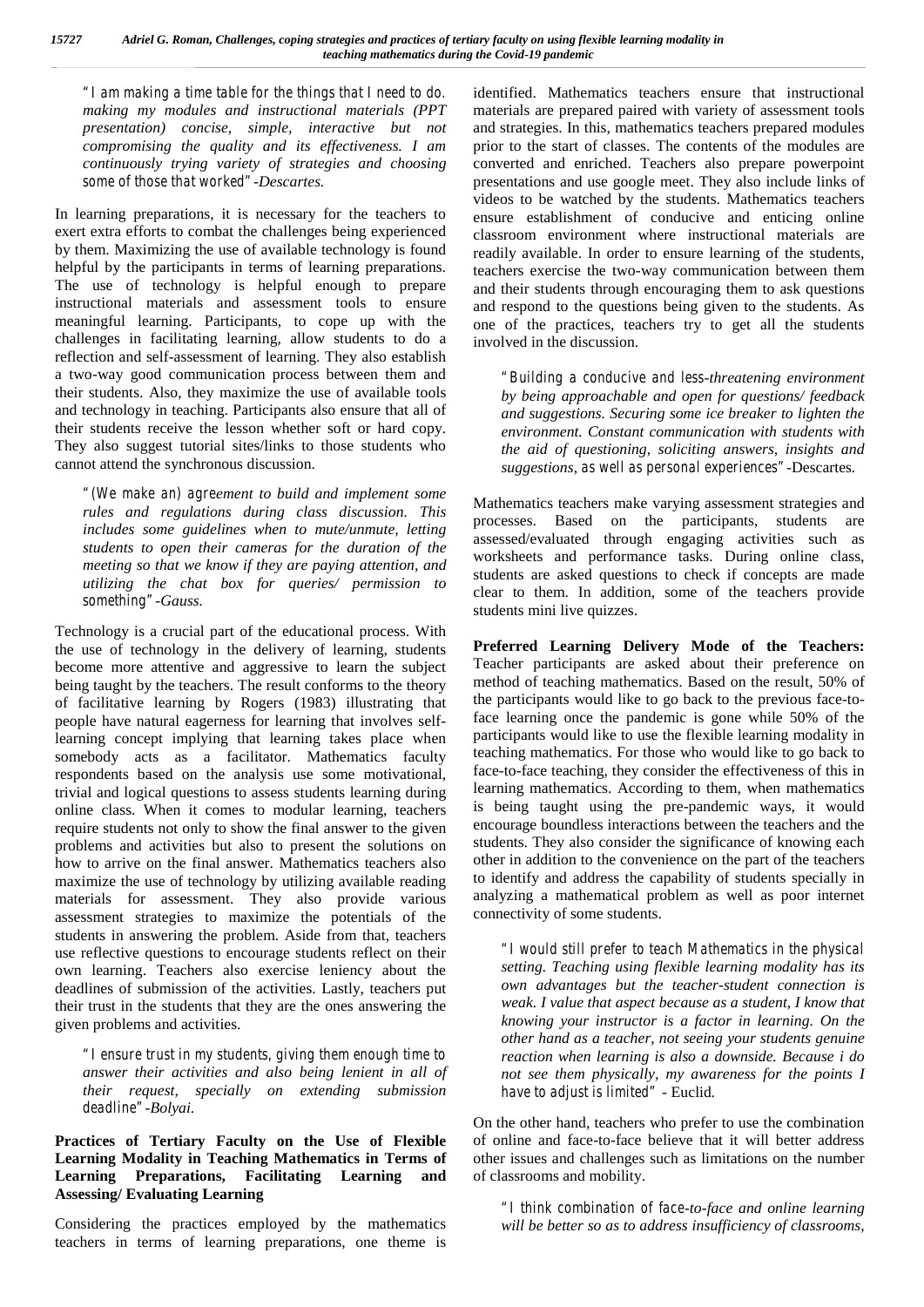*"I am making a time table for the things that I need to do. making my modules and instructional materials (PPT presentation) concise, simple, interactive but not compromising the quality and its effectiveness. I am continuously trying variety of strategies and choosing some of those that worked" -Descartes.*

In learning preparations, it is necessary for the teachers to exert extra efforts to combat the challenges being experienced by them. Maximizing the use of available technology is found helpful by the participants in terms of learning preparations. The use of technology is helpful enough to prepare instructional materials and assessment tools to ensure meaningful learning. Participants, to cope up with the challenges in facilitating learning, allow students to do a reflection and self-assessment of learning. They also establish a two-way good communication process between them and their students. Also, they maximize the use of available tools and technology in teaching. Participants also ensure that all of their students receive the lesson whether soft or hard copy. They also suggest tutorial sites/links to those students who cannot attend the synchronous discussion.

*"(We make an) agreement to build and implement some rules and regulations during class discussion. This includes some guidelines when to mute/unmute, letting students to open their cameras for the duration of the meeting so that we know if they are paying attention, and utilizing the chat box for queries/ permission to something" -Gauss.*

Technology is a crucial part of the educational process. With the use of technology in the delivery of learning, students become more attentive and aggressive to learn the subject being taught by the teachers. The result conforms to the theory of facilitative learning by Rogers (1983) illustrating that people have natural eagerness for learning that involves self-learning concept implying that learning takes place when somebody acts as a facilitator. Mathematics faculty respondents based on the analysis use some motivational, trivial and logical questions to assess students learning during online class. When it comes to modular learning, teachers require students not only to show the final answer to the given problems and activities but also to present the solutions on how to arrive on the final answer. Mathematics teachers also maximize the use of technology by utilizing available reading materials for assessment. They also provide various assessment strategies to maximize the potentials of the students in answering the problem. Aside from that, teachers use reflective questions to encourage students reflect on their own learning. Teachers also exercise leniency about the deadlines of submission of the activities. Lastly, teachers put their trust in the students that they are the ones answering the given problems and activities.

*"I ensure trust in my students, giving them enough time to answer their activities and also being lenient in all of their request, specially on extending submission deadline" -Bolyai.*

**Practices of Tertiary Faculty on the Use of Flexible Learning Modality in Teaching Mathematics in Terms of Learning Preparations, Facilitating Learning and Assessing/ Evaluating Learning**

Considering the practices employed by the mathematics teachers in terms of learning preparations, one theme is identified. Mathematics teachers ensure that instructional materials are prepared paired with variety of assessment tools and strategies. In this, mathematics teachers prepared modules prior to the start of classes. The contents of the modules are converted and enriched. Teachers also prepare powerpoint presentations and use google meet. They also include links of videos to be watched by the students. Mathematics teachers ensure establishment of conducive and enticing online classroom environment where instructional materials are readily available. In order to ensure learning of the students, teachers exercise the two-way communication between them and their students through encouraging them to ask questions and respond to the questions being given to the students. As one of the practices, teachers try to get all the students involved in the discussion.

*"Building a conducive and less-threatening environment by being approachable and open for questions/ feedback and suggestions. Securing some ice breaker to lighten the environment. Constant communication with students with the aid of questioning, soliciting answers, insights and suggestions, as well as personal experiences"* -Descartes.

Mathematics teachers make varying assessment strategies and processes. Based on the participants, students are assessed/evaluated through engaging activities such as worksheets and performance tasks. During online class, students are asked questions to check if concepts are made clear to them. In addition, some of the teachers provide students mini live quizzes.

**Preferred Learning Delivery Mode of the Teachers:** Teacher participants are asked about their preference on method of teaching mathematics. Based on the result, 50% of the participants would like to go back to the previous face-to-face learning once the pandemic is gone while 50% of the participants would like to use the flexible learning modality in teaching mathematics. For those who would like to go back to face-to-face teaching, they consider the effectiveness of this in learning mathematics. According to them, when mathematics is being taught using the pre-pandemic ways, it would encourage boundless interactions between the teachers and the students. They also consider the significance of knowing each other in addition to the convenience on the part of the teachers to identify and address the capability of students specially in analyzing a mathematical problem as well as poor internet connectivity of some students.

*"I would still prefer to teach Mathematics in the physical setting. Teaching using flexible learning modality has its own advantages but the teacher-student connection is weak. I value that aspect because as a student, I know that knowing your instructor is a factor in learning. On the other hand as a teacher, not seeing your students genuine reaction when learning is also a downside. Because i do not see them physically, my awareness for the points I have to adjust is limited"* - Euclid.

On the other hand, teachers who prefer to use the combination of online and face-to-face believe that it will better address other issues and challenges such as limitations on the number of classrooms and mobility.

*"I think combination of face-to-face and online learning will be better so as to address insufficiency of classrooms,*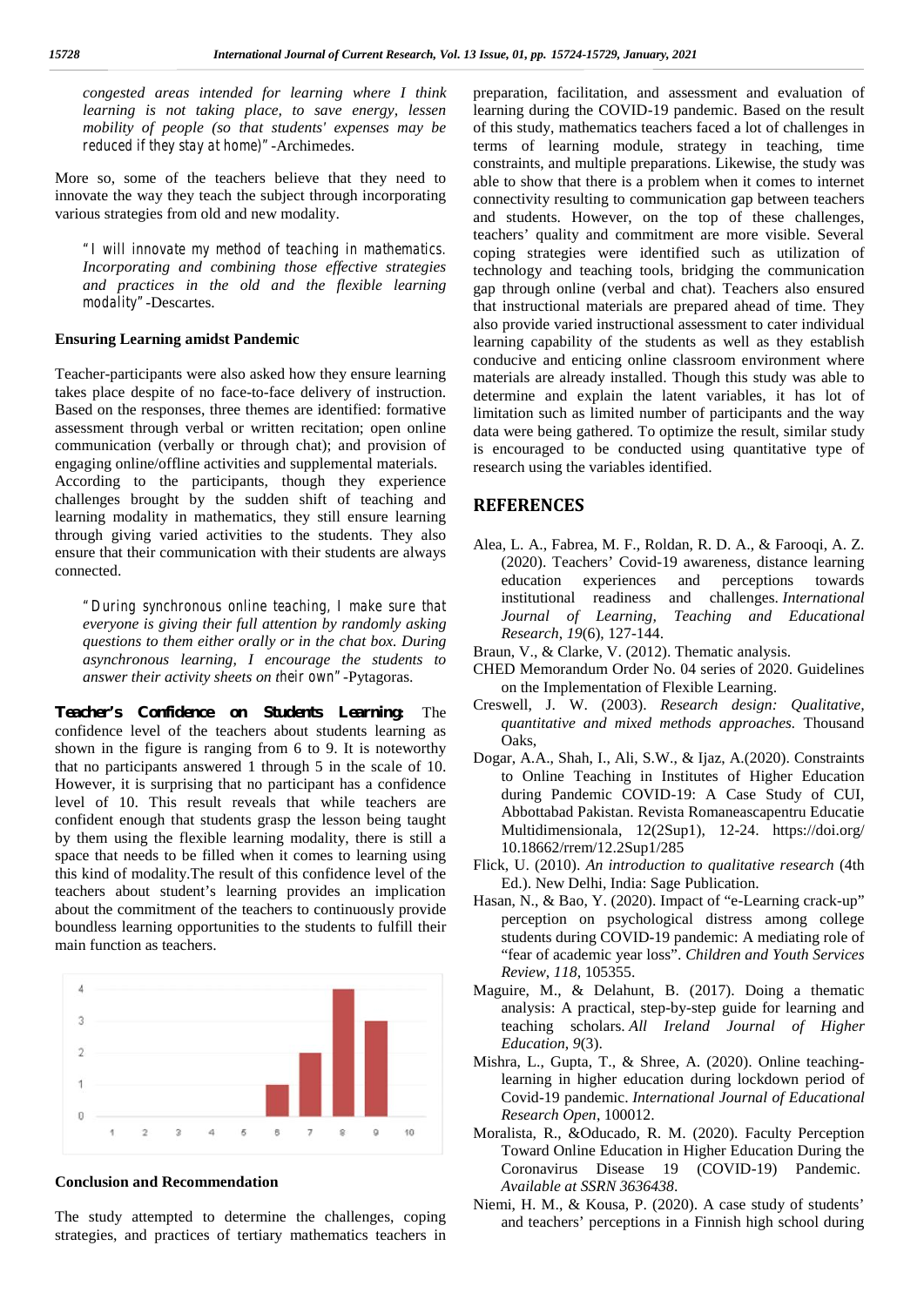*congested areas intended for learning where I think learning is not taking place, to save energy, lessen mobility of people (so that students' expenses may be reduced if they stay at home)"* -Archimedes.

More so, some of the teachers believe that they need to innovate the way they teach the subject through incorporating various strategies from old and new modality.

> *"I will innovate my method of teaching in mathematics. Incorporating and combining those effective strategies and practices in the old and the flexible learning modality"* -Descartes.

### Ensuring Learning amidst Pandemic

Teacher-participants were also asked how they ensure learning takes place despite of no face-to-face delivery of instruction. Based on the responses, three themes are identified: formative assessment through verbal or written recitation; open online communication (verbally or through chat); and provision of engaging online/offline activities and supplemental materials. According to the participants, though they experience challenges brought by the sudden shift of teaching and learning modality in mathematics, they still ensure learning through giving varied activities to the students. They also ensure that their communication with their students are always connected.

> *"During synchronous online teaching, I make sure that everyone is giving their full attention by randomly asking questions to them either orally or in the chat box. During asynchronous learning, I encourage the students to answer their activity sheets on their own"* -Pytagoras.

**Teacher's Confidence on Students Learning:** The confidence level of the teachers about students learning as shown in the figure is ranging from 6 to 9. It is noteworthy that no participants answered 1 through 5 in the scale of 10. However, it is surprising that no participant has a confidence level of 10. This result reveals that while teachers are confident enough that students grasp the lesson being taught by them using the flexible learning modality, there is still a space that needs to be filled when it comes to learning using this kind of modality.The result of this confidence level of the teachers about student's learning provides an implication about the commitment of the teachers to continuously provide boundless learning opportunities to the students to fulfill their main function as teachers.

| Confidence level | 1 | 2 | 3 | 4 | 5 | 6 | 7 | 8 | 9 | 10 |
|---|---|---|---|---|---|---|---|---|---|---|
| Number of participants | 0 | 0 | 0 | 0 | 0 | 1 | 2 | 4 | 3 | 0 |

### Conclusion and Recommendation

The study attempted to determine the challenges, coping strategies, and practices of tertiary mathematics teachers in preparation, facilitation, and assessment and evaluation of learning during the COVID-19 pandemic. Based on the result of this study, mathematics teachers faced a lot of challenges in terms of learning module, strategy in teaching, time constraints, and multiple preparations. Likewise, the study was able to show that there is a problem when it comes to internet connectivity resulting to communication gap between teachers and students. However, on the top of these challenges, teachers' quality and commitment are more visible. Several coping strategies were identified such as utilization of technology and teaching tools, bridging the communication gap through online (verbal and chat). Teachers also ensured that instructional materials are prepared ahead of time. They also provide varied instructional assessment to cater individual learning capability of the students as well as they establish conducive and enticing online classroom environment where materials are already installed. Though this study was able to determine and explain the latent variables, it has lot of limitation such as limited number of participants and the way data were being gathered. To optimize the result, similar study is encouraged to be conducted using quantitative type of research using the variables identified.

## REFERENCES

- Alea, L. A., Fabrea, M. F., Roldan, R. D. A., & Farooqi, A. Z. (2020). Teachers' Covid-19 awareness, distance learning education experiences and perceptions towards institutional readiness and challenges. *International Journal of Learning, Teaching and Educational Research*, *19*(6), 127-144.
- Braun, V., & Clarke, V. (2012). Thematic analysis.
- CHED Memorandum Order No. 04 series of 2020. Guidelines on the Implementation of Flexible Learning.
- Creswell, J. W. (2003). *Research design: Qualitative, quantitative and mixed methods approaches.* Thousand Oaks,
- Dogar, A.A., Shah, I., Ali, S.W., & Ijaz, A.(2020). Constraints to Online Teaching in Institutes of Higher Education during Pandemic COVID-19: A Case Study of CUI, Abbottabad Pakistan. Revista Romaneascapentru Educatie Multidimensionala, 12(2Sup1), 12-24. https://doi.org/10.18662/rrem/12.2Sup1/285
- Flick, U. (2010). *An introduction to qualitative research* (4th Ed.). New Delhi, India: Sage Publication.
- Hasan, N., & Bao, Y. (2020). Impact of "e-Learning crack-up" perception on psychological distress among college students during COVID-19 pandemic: A mediating role of "fear of academic year loss". *Children and Youth Services Review*, *118*, 105355.
- Maguire, M., & Delahunt, B. (2017). Doing a thematic analysis: A practical, step-by-step guide for learning and teaching scholars. *All Ireland Journal of Higher Education*, *9*(3).
- Mishra, L., Gupta, T., & Shree, A. (2020). Online teaching-learning in higher education during lockdown period of Covid-19 pandemic. *International Journal of Educational Research Open*, 100012.
- Moralista, R., &Oducado, R. M. (2020). Faculty Perception Toward Online Education in Higher Education During the Coronavirus Disease 19 (COVID-19) Pandemic. *Available at SSRN 3636438*.
- Niemi, H. M., & Kousa, P. (2020). A case study of students' and teachers' perceptions in a Finnish high school during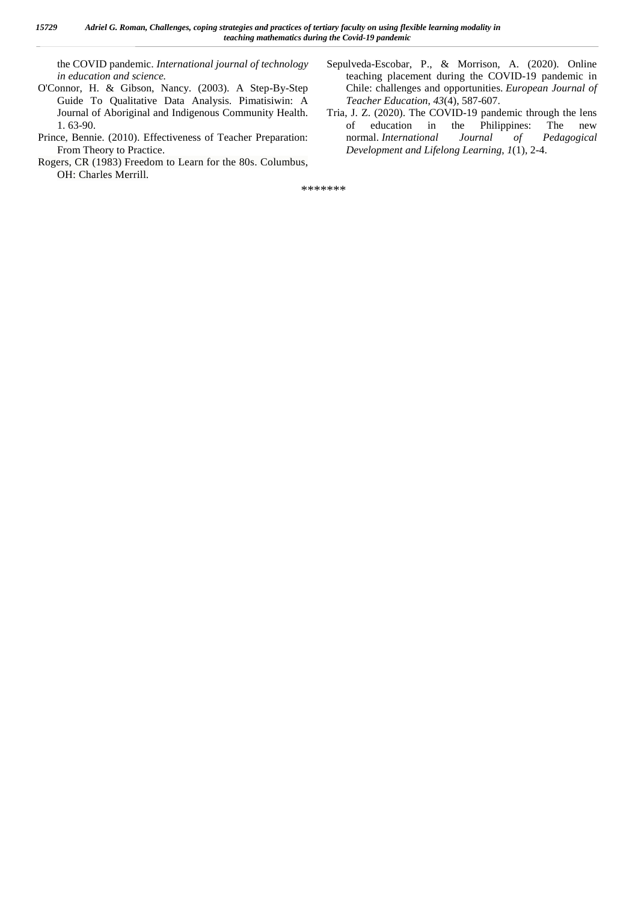the COVID pandemic. *International journal of technology in education and science.*

O'Connor, H. & Gibson, Nancy. (2003). A Step-By-Step Guide To Qualitative Data Analysis. Pimatisiwin: A Journal of Aboriginal and Indigenous Community Health. 1. 63-90.

Prince, Bennie. (2010). Effectiveness of Teacher Preparation: From Theory to Practice.

Rogers, CR (1983) Freedom to Learn for the 80s. Columbus, OH: Charles Merrill.

Sepulveda-Escobar, P., & Morrison, A. (2020). Online teaching placement during the COVID-19 pandemic in Chile: challenges and opportunities. *European Journal of Teacher Education*, *43*(4), 587-607.

Tria, J. Z. (2020). The COVID-19 pandemic through the lens of education in the Philippines: The new normal. *International Journal of Pedagogical Development and Lifelong Learning*, *1*(1), 2-4.

*******